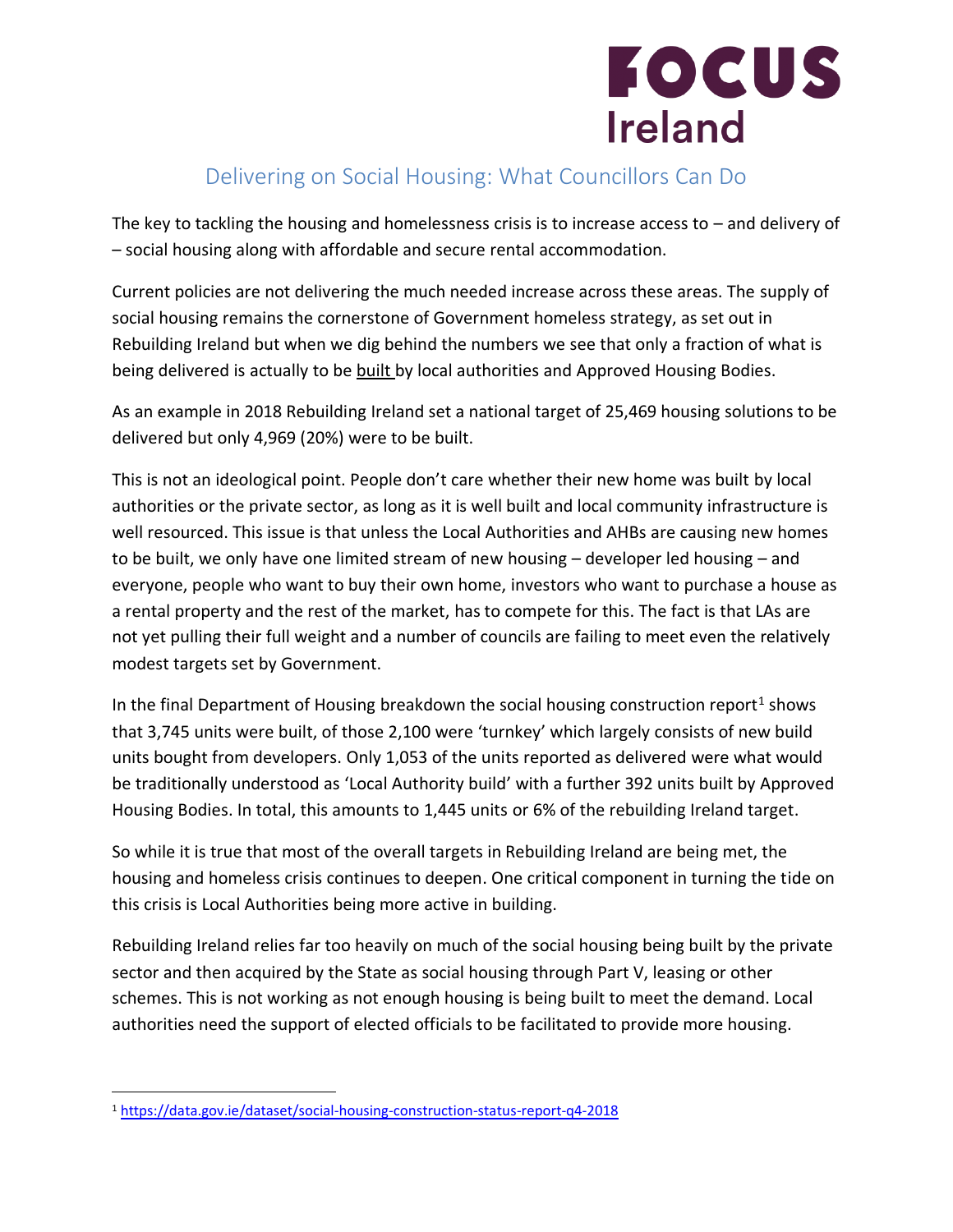# FOCUS Ireland

## Delivering on Social Housing: What Councillors Can Do

The key to tackling the housing and homelessness crisis is to increase access to – and delivery of – social housing along with affordable and secure rental accommodation.

Current policies are not delivering the much needed increase across these areas. The supply of social housing remains the cornerstone of Government homeless strategy, as set out in Rebuilding Ireland but when we dig behind the numbers we see that only a fraction of what is being delivered is actually to be built by local authorities and Approved Housing Bodies.

As an example in 2018 Rebuilding Ireland set a national target of 25,469 housing solutions to be delivered but only 4,969 (20%) were to be built.

This is not an ideological point. People don't care whether their new home was built by local authorities or the private sector, as long as it is well built and local community infrastructure is well resourced. This issue is that unless the Local Authorities and AHBs are causing new homes to be built, we only have one limited stream of new housing – developer led housing – and everyone, people who want to buy their own home, investors who want to purchase a house as a rental property and the rest of the market, has to compete for this. The fact is that LAs are not yet pulling their full weight and a number of councils are failing to meet even the relatively modest targets set by Government.

In the final Department of Housing breakdown the social housing construction report[1] shows that 3,745 units were built, of those 2,100 were 'turnkey' which largely consists of new build units bought from developers. Only 1,053 of the units reported as delivered were what would be traditionally understood as 'Local Authority build' with a further 392 units built by Approved Housing Bodies. In total, this amounts to 1,445 units or 6% of the rebuilding Ireland target.

So while it is true that most of the overall targets in Rebuilding Ireland are being met, the housing and homeless crisis continues to deepen. One critical component in turning the tide on this crisis is Local Authorities being more active in building.

Rebuilding Ireland relies far too heavily on much of the social housing being built by the private sector and then acquired by the State as social housing through Part V, leasing or other schemes. This is not working as not enough housing is being built to meet the demand. Local authorities need the support of elected officials to be facilitated to provide more housing.

[1] https://data.gov.ie/dataset/social-housing-construction-status-report-q4-2018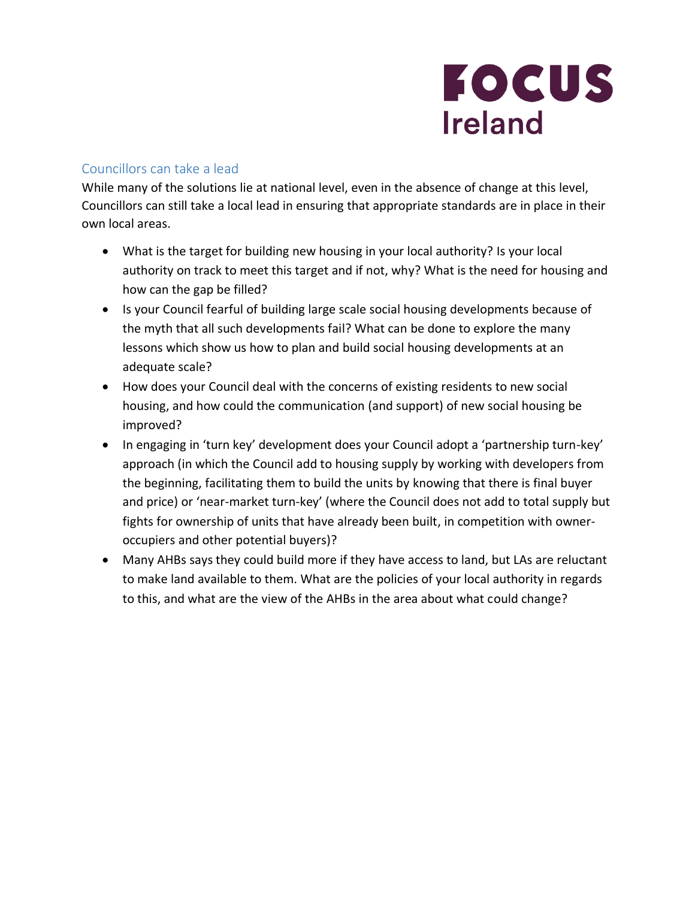## Councillors can take a lead

While many of the solutions lie at national level, even in the absence of change at this level, Councillors can still take a local lead in ensuring that appropriate standards are in place in their own local areas.

- What is the target for building new housing in your local authority? Is your local authority on track to meet this target and if not, why? What is the need for housing and how can the gap be filled?
- Is your Council fearful of building large scale social housing developments because of the myth that all such developments fail? What can be done to explore the many lessons which show us how to plan and build social housing developments at an adequate scale?
- How does your Council deal with the concerns of existing residents to new social housing, and how could the communication (and support) of new social housing be improved?
- In engaging in 'turn key' development does your Council adopt a 'partnership turn-key' approach (in which the Council add to housing supply by working with developers from the beginning, facilitating them to build the units by knowing that there is final buyer and price) or 'near-market turn-key' (where the Council does not add to total supply but fights for ownership of units that have already been built, in competition with owner-occupiers and other potential buyers)?
- Many AHBs says they could build more if they have access to land, but LAs are reluctant to make land available to them. What are the policies of your local authority in regards to this, and what are the view of the AHBs in the area about what could change?